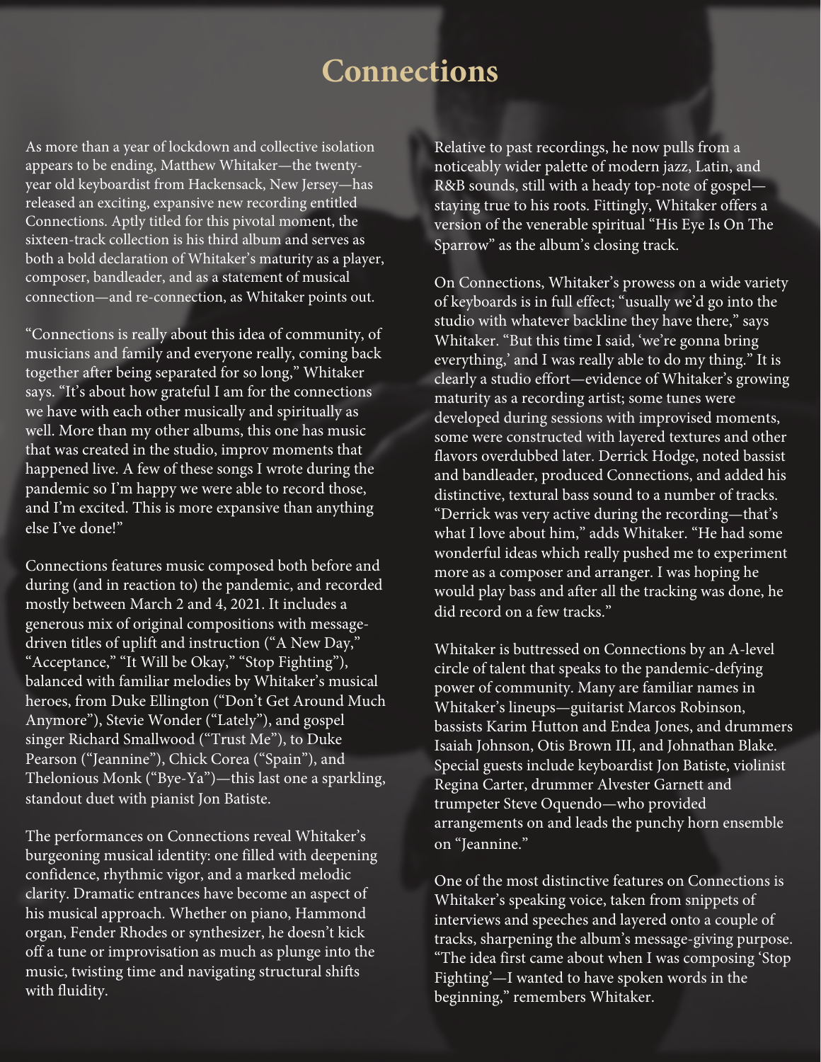# Connections

As more than a year of lockdown and collective isolation appears to be ending, Matthew Whitaker—the twenty-year old keyboardist from Hackensack, New Jersey—has released an exciting, expansive new recording entitled Connections. Aptly titled for this pivotal moment, the sixteen-track collection is his third album and serves as both a bold declaration of Whitaker's maturity as a player, composer, bandleader, and as a statement of musical connection—and re-connection, as Whitaker points out.

"Connections is really about this idea of community, of musicians and family and everyone really, coming back together after being separated for so long," Whitaker says. "It's about how grateful I am for the connections we have with each other musically and spiritually as well. More than my other albums, this one has music that was created in the studio, improv moments that happened live. A few of these songs I wrote during the pandemic so I'm happy we were able to record those, and I'm excited. This is more expansive than anything else I've done!"

Connections features music composed both before and during (and in reaction to) the pandemic, and recorded mostly between March 2 and 4, 2021. It includes a generous mix of original compositions with message-driven titles of uplift and instruction ("A New Day," "Acceptance," "It Will be Okay," "Stop Fighting"), balanced with familiar melodies by Whitaker's musical heroes, from Duke Ellington ("Don't Get Around Much Anymore"), Stevie Wonder ("Lately"), and gospel singer Richard Smallwood ("Trust Me"), to Duke Pearson ("Jeannine"), Chick Corea ("Spain"), and Thelonious Monk ("Bye-Ya")—this last one a sparkling, standout duet with pianist Jon Batiste.

The performances on Connections reveal Whitaker's burgeoning musical identity: one filled with deepening confidence, rhythmic vigor, and a marked melodic clarity. Dramatic entrances have become an aspect of his musical approach. Whether on piano, Hammond organ, Fender Rhodes or synthesizer, he doesn't kick off a tune or improvisation as much as plunge into the music, twisting time and navigating structural shifts with fluidity.

Relative to past recordings, he now pulls from a noticeably wider palette of modern jazz, Latin, and R&B sounds, still with a heady top-note of gospel—staying true to his roots. Fittingly, Whitaker offers a version of the venerable spiritual "His Eye Is On The Sparrow" as the album's closing track.

On Connections, Whitaker's prowess on a wide variety of keyboards is in full effect; "usually we'd go into the studio with whatever backline they have there," says Whitaker. "But this time I said, 'we're gonna bring everything,' and I was really able to do my thing." It is clearly a studio effort—evidence of Whitaker's growing maturity as a recording artist; some tunes were developed during sessions with improvised moments, some were constructed with layered textures and other flavors overdubbed later. Derrick Hodge, noted bassist and bandleader, produced Connections, and added his distinctive, textural bass sound to a number of tracks. "Derrick was very active during the recording—that's what I love about him," adds Whitaker. "He had some wonderful ideas which really pushed me to experiment more as a composer and arranger. I was hoping he would play bass and after all the tracking was done, he did record on a few tracks."

Whitaker is buttressed on Connections by an A-level circle of talent that speaks to the pandemic-defying power of community. Many are familiar names in Whitaker's lineups—guitarist Marcos Robinson, bassists Karim Hutton and Endea Jones, and drummers Isaiah Johnson, Otis Brown III, and Johnathan Blake. Special guests include keyboardist Jon Batiste, violinist Regina Carter, drummer Alvester Garnett and trumpeter Steve Oquendo—who provided arrangements on and leads the punchy horn ensemble on "Jeannine."

One of the most distinctive features on Connections is Whitaker's speaking voice, taken from snippets of interviews and speeches and layered onto a couple of tracks, sharpening the album's message-giving purpose. "The idea first came about when I was composing 'Stop Fighting'—I wanted to have spoken words in the beginning," remembers Whitaker.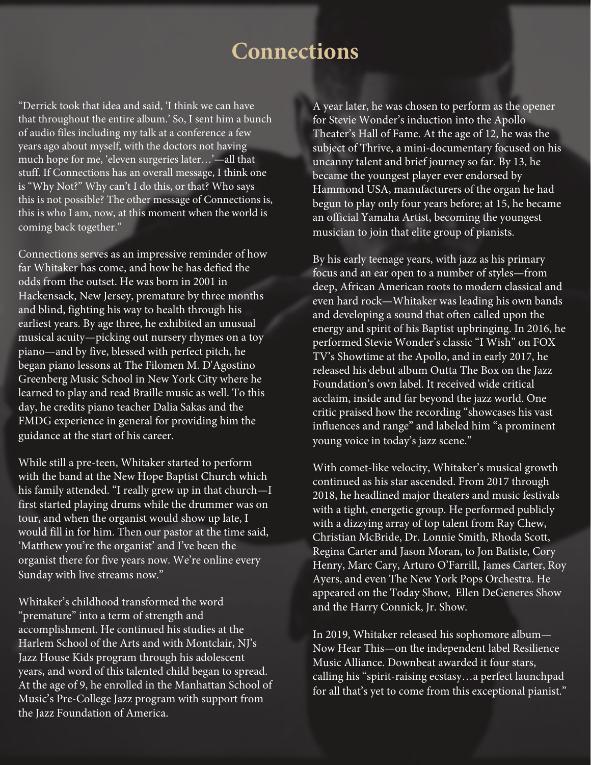# Connections

"Derrick took that idea and said, 'I think we can have that throughout the entire album.' So, I sent him a bunch of audio files including my talk at a conference a few years ago about myself, with the doctors not having much hope for me, 'eleven surgeries later…'—all that stuff. If Connections has an overall message, I think one is "Why Not?" Why can't I do this, or that? Who says this is not possible? The other message of Connections is, this is who I am, now, at this moment when the world is coming back together."

Connections serves as an impressive reminder of how far Whitaker has come, and how he has defied the odds from the outset. He was born in 2001 in Hackensack, New Jersey, premature by three months and blind, fighting his way to health through his earliest years. By age three, he exhibited an unusual musical acuity—picking out nursery rhymes on a toy piano—and by five, blessed with perfect pitch, he began piano lessons at The Filomen M. D'Agostino Greenberg Music School in New York City where he learned to play and read Braille music as well. To this day, he credits piano teacher Dalia Sakas and the FMDG experience in general for providing him the guidance at the start of his career.

While still a pre-teen, Whitaker started to perform with the band at the New Hope Baptist Church which his family attended. "I really grew up in that church—I first started playing drums while the drummer was on tour, and when the organist would show up late, I would fill in for him. Then our pastor at the time said, 'Matthew you're the organist' and I've been the organist there for five years now. We're online every Sunday with live streams now."

Whitaker's childhood transformed the word "premature" into a term of strength and accomplishment. He continued his studies at the Harlem School of the Arts and with Montclair, NJ's Jazz House Kids program through his adolescent years, and word of this talented child began to spread. At the age of 9, he enrolled in the Manhattan School of Music's Pre-College Jazz program with support from the Jazz Foundation of America.

A year later, he was chosen to perform as the opener for Stevie Wonder's induction into the Apollo Theater's Hall of Fame. At the age of 12, he was the subject of Thrive, a mini-documentary focused on his uncanny talent and brief journey so far. By 13, he became the youngest player ever endorsed by Hammond USA, manufacturers of the organ he had begun to play only four years before; at 15, he became an official Yamaha Artist, becoming the youngest musician to join that elite group of pianists.

By his early teenage years, with jazz as his primary focus and an ear open to a number of styles—from deep, African American roots to modern classical and even hard rock—Whitaker was leading his own bands and developing a sound that often called upon the energy and spirit of his Baptist upbringing. In 2016, he performed Stevie Wonder's classic "I Wish" on FOX TV's Showtime at the Apollo, and in early 2017, he released his debut album Outta The Box on the Jazz Foundation's own label. It received wide critical acclaim, inside and far beyond the jazz world. One critic praised how the recording "showcases his vast influences and range" and labeled him "a prominent young voice in today's jazz scene."

With comet-like velocity, Whitaker's musical growth continued as his star ascended. From 2017 through 2018, he headlined major theaters and music festivals with a tight, energetic group. He performed publicly with a dizzying array of top talent from Ray Chew, Christian McBride, Dr. Lonnie Smith, Rhoda Scott, Regina Carter and Jason Moran, to Jon Batiste, Cory Henry, Marc Cary, Arturo O'Farrill, James Carter, Roy Ayers, and even The New York Pops Orchestra. He appeared on the Today Show, Ellen DeGeneres Show and the Harry Connick, Jr. Show.

In 2019, Whitaker released his sophomore album—Now Hear This—on the independent label Resilience Music Alliance. Downbeat awarded it four stars, calling his "spirit-raising ecstasy…a perfect launchpad for all that's yet to come from this exceptional pianist."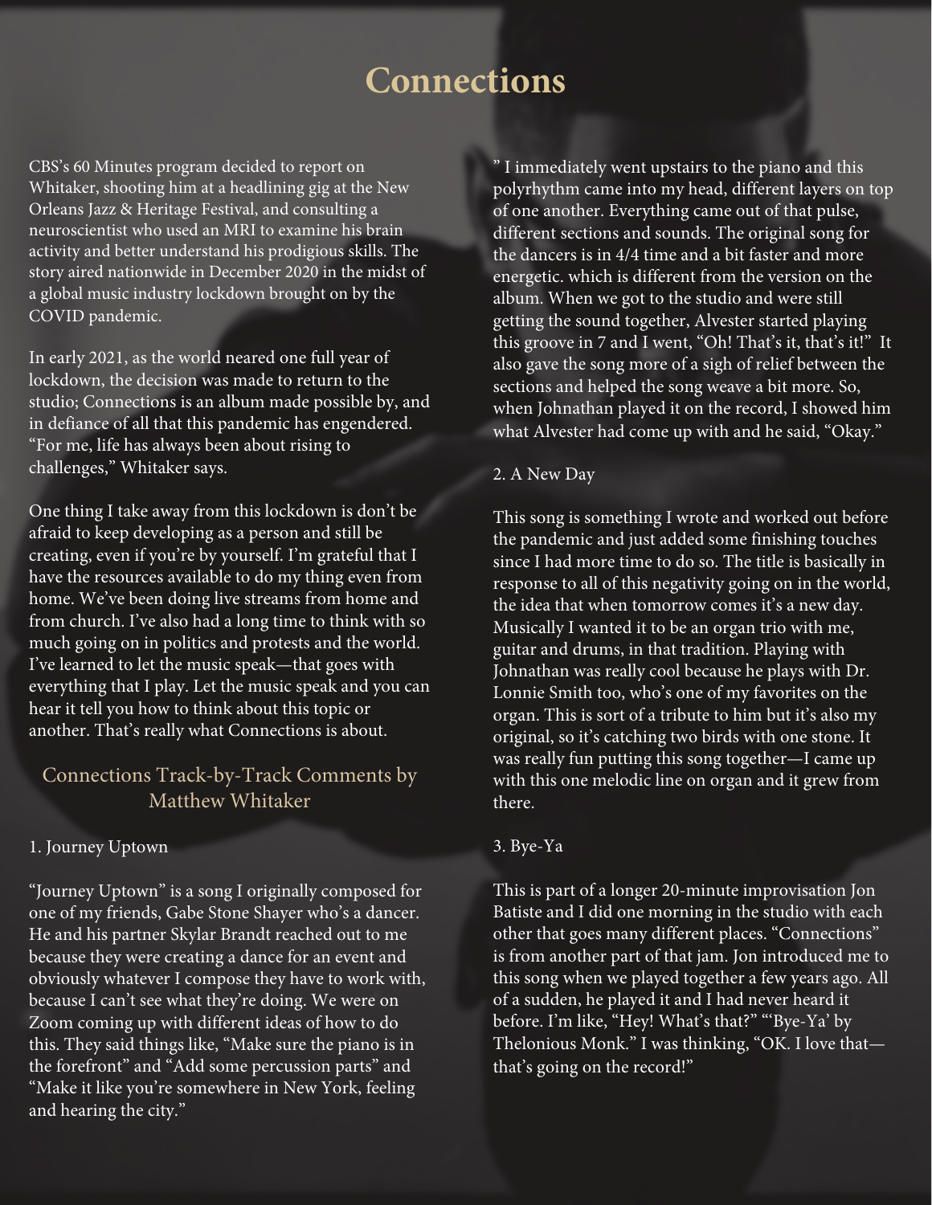# Connections

CBS's 60 Minutes program decided to report on Whitaker, shooting him at a headlining gig at the New Orleans Jazz & Heritage Festival, and consulting a neuroscientist who used an MRI to examine his brain activity and better understand his prodigious skills. The story aired nationwide in December 2020 in the midst of a global music industry lockdown brought on by the COVID pandemic.

In early 2021, as the world neared one full year of lockdown, the decision was made to return to the studio; Connections is an album made possible by, and in defiance of all that this pandemic has engendered. "For me, life has always been about rising to challenges," Whitaker says.

One thing I take away from this lockdown is don't be afraid to keep developing as a person and still be creating, even if you're by yourself. I'm grateful that I have the resources available to do my thing even from home. We've been doing live streams from home and from church. I've also had a long time to think with so much going on in politics and protests and the world. I've learned to let the music speak—that goes with everything that I play. Let the music speak and you can hear it tell you how to think about this topic or another. That's really what Connections is about.

## Connections Track-by-Track Comments by Matthew Whitaker

### 1. Journey Uptown

"Journey Uptown" is a song I originally composed for one of my friends, Gabe Stone Shayer who's a dancer. He and his partner Skylar Brandt reached out to me because they were creating a dance for an event and obviously whatever I compose they have to work with, because I can't see what they're doing. We were on Zoom coming up with different ideas of how to do this. They said things like, "Make sure the piano is in the forefront" and "Add some percussion parts" and "Make it like you're somewhere in New York, feeling and hearing the city." I immediately went upstairs to the piano and this polyrhythm came into my head, different layers on top of one another. Everything came out of that pulse, different sections and sounds. The original song for the dancers is in 4/4 time and a bit faster and more energetic. which is different from the version on the album. When we got to the studio and were still getting the sound together, Alvester started playing this groove in 7 and I went, "Oh! That's it, that's it!" It also gave the song more of a sigh of relief between the sections and helped the song weave a bit more. So, when Johnathan played it on the record, I showed him what Alvester had come up with and he said, "Okay."

### 2. A New Day

This song is something I wrote and worked out before the pandemic and just added some finishing touches since I had more time to do so. The title is basically in response to all of this negativity going on in the world, the idea that when tomorrow comes it's a new day. Musically I wanted it to be an organ trio with me, guitar and drums, in that tradition. Playing with Johnathan was really cool because he plays with Dr. Lonnie Smith too, who's one of my favorites on the organ. This is sort of a tribute to him but it's also my original, so it's catching two birds with one stone. It was really fun putting this song together—I came up with this one melodic line on organ and it grew from there.

### 3. Bye-Ya

This is part of a longer 20-minute improvisation Jon Batiste and I did one morning in the studio with each other that goes many different places. "Connections" is from another part of that jam. Jon introduced me to this song when we played together a few years ago. All of a sudden, he played it and I had never heard it before. I'm like, "Hey! What's that?" "'Bye-Ya' by Thelonious Monk." I was thinking, "OK. I love that—that's going on the record!"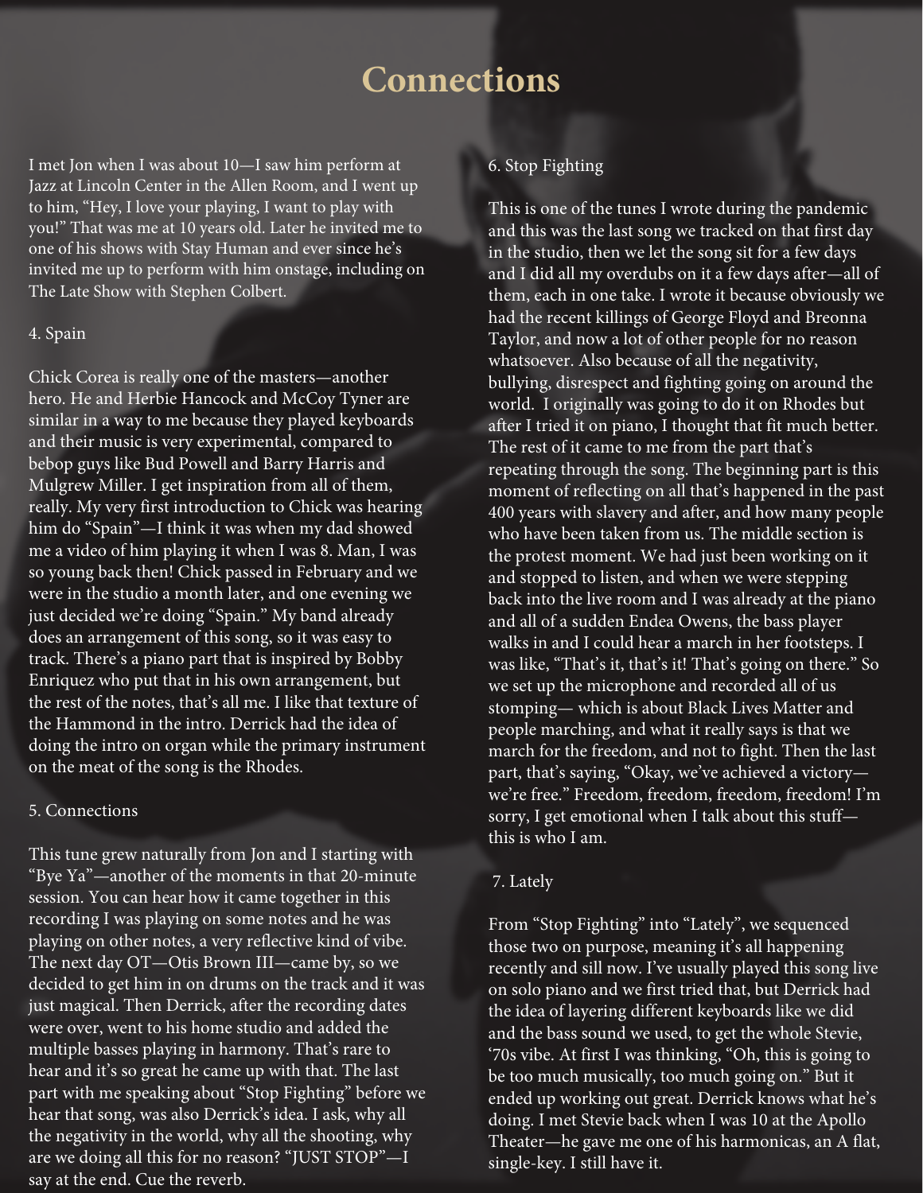# Connections

I met Jon when I was about 10—I saw him perform at Jazz at Lincoln Center in the Allen Room, and I went up to him, "Hey, I love your playing, I want to play with you!" That was me at 10 years old. Later he invited me to one of his shows with Stay Human and ever since he's invited me up to perform with him onstage, including on The Late Show with Stephen Colbert.

4. Spain

Chick Corea is really one of the masters—another hero. He and Herbie Hancock and McCoy Tyner are similar in a way to me because they played keyboards and their music is very experimental, compared to bebop guys like Bud Powell and Barry Harris and Mulgrew Miller. I get inspiration from all of them, really. My very first introduction to Chick was hearing him do "Spain"—I think it was when my dad showed me a video of him playing it when I was 8. Man, I was so young back then! Chick passed in February and we were in the studio a month later, and one evening we just decided we're doing "Spain." My band already does an arrangement of this song, so it was easy to track. There's a piano part that is inspired by Bobby Enriquez who put that in his own arrangement, but the rest of the notes, that's all me. I like that texture of the Hammond in the intro. Derrick had the idea of doing the intro on organ while the primary instrument on the meat of the song is the Rhodes.

5. Connections

This tune grew naturally from Jon and I starting with "Bye Ya"—another of the moments in that 20-minute session. You can hear how it came together in this recording I was playing on some notes and he was playing on other notes, a very reflective kind of vibe. The next day OT—Otis Brown III—came by, so we decided to get him in on drums on the track and it was just magical. Then Derrick, after the recording dates were over, went to his home studio and added the multiple basses playing in harmony. That's rare to hear and it's so great he came up with that. The last part with me speaking about "Stop Fighting" before we hear that song, was also Derrick's idea. I ask, why all the negativity in the world, why all the shooting, why are we doing all this for no reason? "JUST STOP"—I say at the end. Cue the reverb.

6. Stop Fighting

This is one of the tunes I wrote during the pandemic and this was the last song we tracked on that first day in the studio, then we let the song sit for a few days and I did all my overdubs on it a few days after—all of them, each in one take. I wrote it because obviously we had the recent killings of George Floyd and Breonna Taylor, and now a lot of other people for no reason whatsoever. Also because of all the negativity, bullying, disrespect and fighting going on around the world. I originally was going to do it on Rhodes but after I tried it on piano, I thought that fit much better. The rest of it came to me from the part that's repeating through the song. The beginning part is this moment of reflecting on all that's happened in the past 400 years with slavery and after, and how many people who have been taken from us. The middle section is the protest moment. We had just been working on it and stopped to listen, and when we were stepping back into the live room and I was already at the piano and all of a sudden Endea Owens, the bass player walks in and I could hear a march in her footsteps. I was like, "That's it, that's it! That's going on there." So we set up the microphone and recorded all of us stomping— which is about Black Lives Matter and people marching, and what it really says is that we march for the freedom, and not to fight. Then the last part, that's saying, "Okay, we've achieved a victory—we're free." Freedom, freedom, freedom, freedom! I'm sorry, I get emotional when I talk about this stuff—this is who I am.

7. Lately

From "Stop Fighting" into "Lately", we sequenced those two on purpose, meaning it's all happening recently and sill now. I've usually played this song live on solo piano and we first tried that, but Derrick had the idea of layering different keyboards like we did and the bass sound we used, to get the whole Stevie, '70s vibe. At first I was thinking, "Oh, this is going to be too much musically, too much going on." But it ended up working out great. Derrick knows what he's doing. I met Stevie back when I was 10 at the Apollo Theater—he gave me one of his harmonicas, an A flat, single-key. I still have it.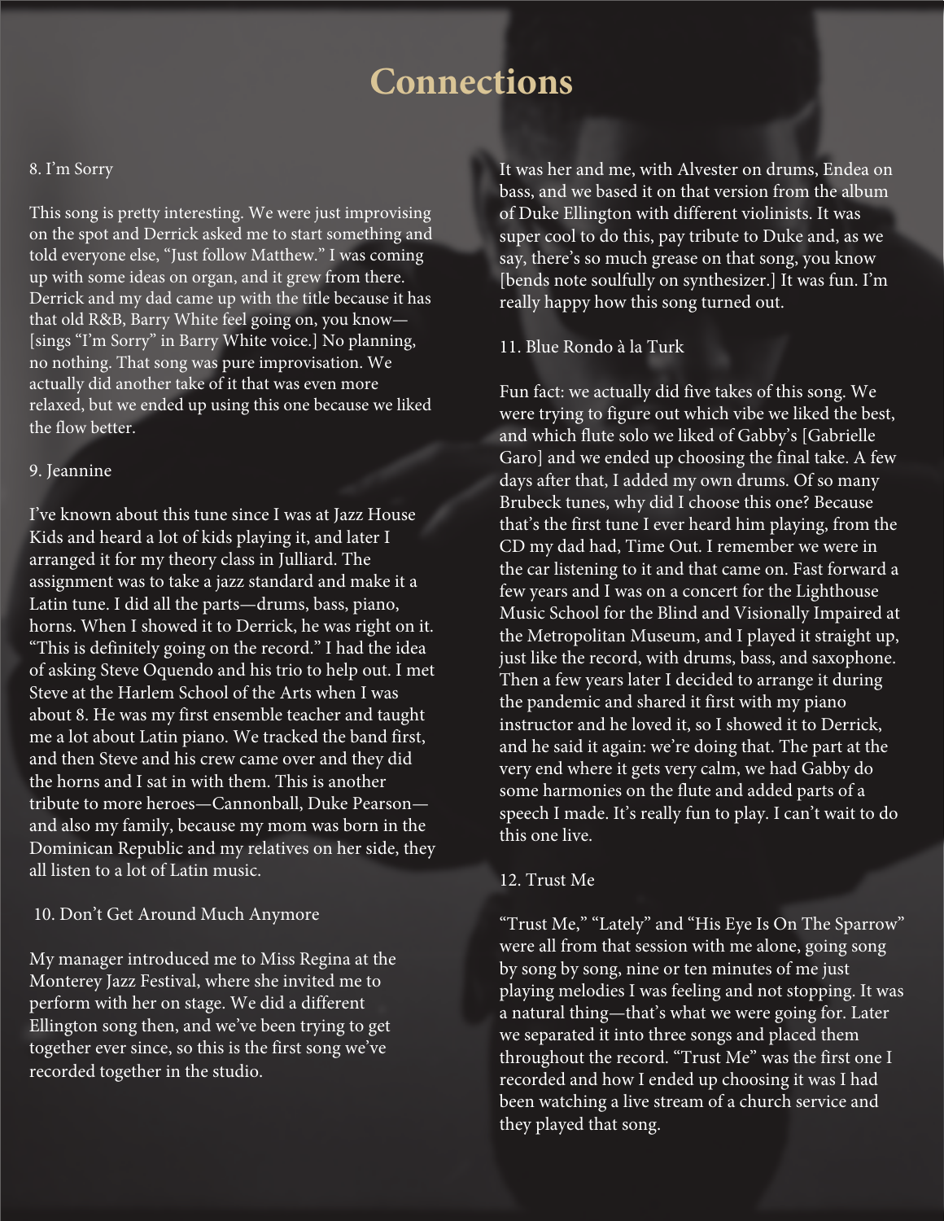# Connections

8. I'm Sorry

This song is pretty interesting. We were just improvising on the spot and Derrick asked me to start something and told everyone else, "Just follow Matthew." I was coming up with some ideas on organ, and it grew from there. Derrick and my dad came up with the title because it has that old R&B, Barry White feel going on, you know—[sings "I'm Sorry" in Barry White voice.] No planning, no nothing. That song was pure improvisation. We actually did another take of it that was even more relaxed, but we ended up using this one because we liked the flow better.

9. Jeannine

I've known about this tune since I was at Jazz House Kids and heard a lot of kids playing it, and later I arranged it for my theory class in Julliard. The assignment was to take a jazz standard and make it a Latin tune. I did all the parts—drums, bass, piano, horns. When I showed it to Derrick, he was right on it. "This is definitely going on the record." I had the idea of asking Steve Oquendo and his trio to help out. I met Steve at the Harlem School of the Arts when I was about 8. He was my first ensemble teacher and taught me a lot about Latin piano. We tracked the band first, and then Steve and his crew came over and they did the horns and I sat in with them. This is another tribute to more heroes—Cannonball, Duke Pearson—and also my family, because my mom was born in the Dominican Republic and my relatives on her side, they all listen to a lot of Latin music.

10. Don't Get Around Much Anymore

My manager introduced me to Miss Regina at the Monterey Jazz Festival, where she invited me to perform with her on stage. We did a different Ellington song then, and we've been trying to get together ever since, so this is the first song we've recorded together in the studio. It was her and me, with Alvester on drums, Endea on bass, and we based it on that version from the album of Duke Ellington with different violinists. It was super cool to do this, pay tribute to Duke and, as we say, there's so much grease on that song, you know [bends note soulfully on synthesizer.] It was fun. I'm really happy how this song turned out.

11. Blue Rondo à la Turk

Fun fact: we actually did five takes of this song. We were trying to figure out which vibe we liked the best, and which flute solo we liked of Gabby's [Gabrielle Garo] and we ended up choosing the final take. A few days after that, I added my own drums. Of so many Brubeck tunes, why did I choose this one? Because that's the first tune I ever heard him playing, from the CD my dad had, Time Out. I remember we were in the car listening to it and that came on. Fast forward a few years and I was on a concert for the Lighthouse Music School for the Blind and Visionally Impaired at the Metropolitan Museum, and I played it straight up, just like the record, with drums, bass, and saxophone. Then a few years later I decided to arrange it during the pandemic and shared it first with my piano instructor and he loved it, so I showed it to Derrick, and he said it again: we're doing that. The part at the very end where it gets very calm, we had Gabby do some harmonies on the flute and added parts of a speech I made. It's really fun to play. I can't wait to do this one live.

12. Trust Me

"Trust Me," "Lately" and "His Eye Is On The Sparrow" were all from that session with me alone, going song by song by song, nine or ten minutes of me just playing melodies I was feeling and not stopping. It was a natural thing—that's what we were going for. Later we separated it into three songs and placed them throughout the record. "Trust Me" was the first one I recorded and how I ended up choosing it was I had been watching a live stream of a church service and they played that song.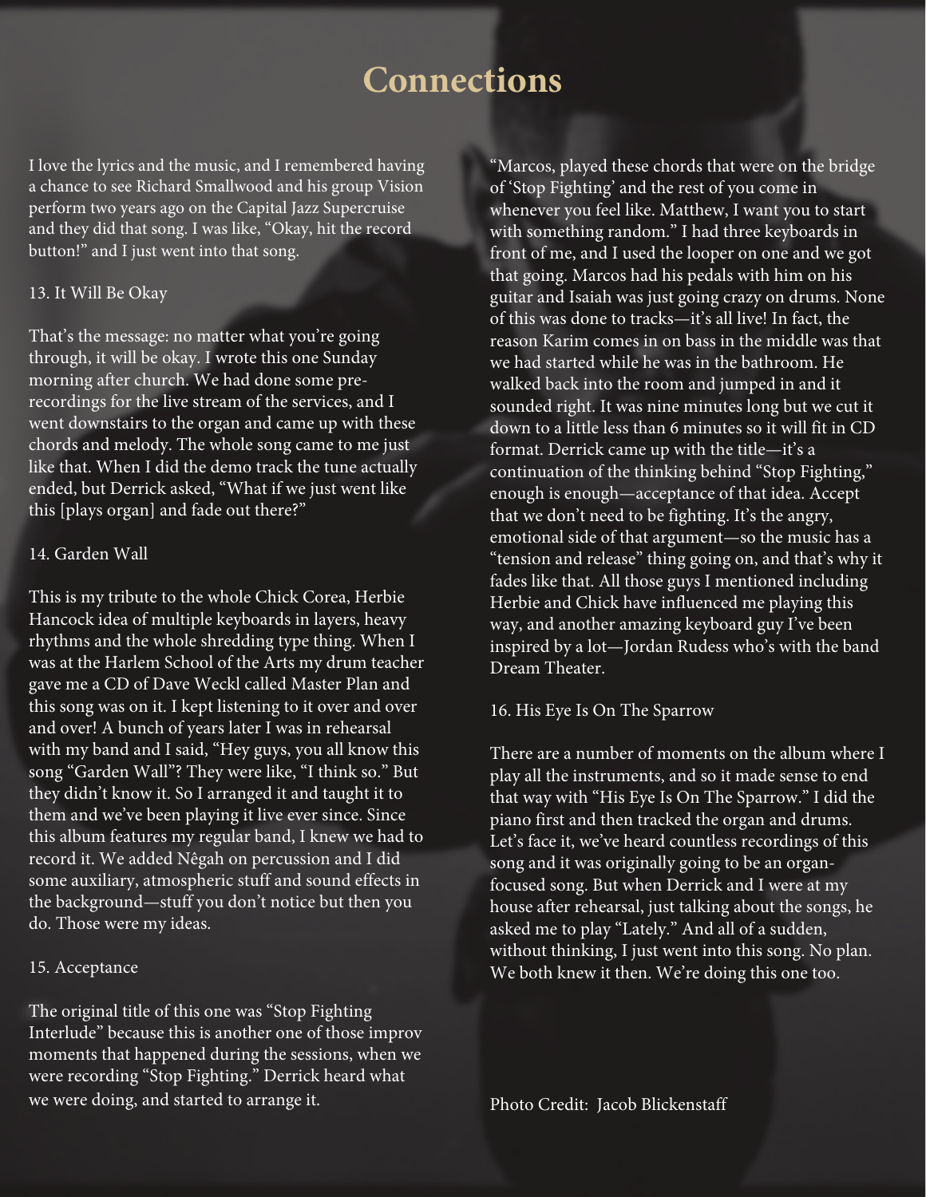# Connections

I love the lyrics and the music, and I remembered having a chance to see Richard Smallwood and his group Vision perform two years ago on the Capital Jazz Supercruise and they did that song. I was like, "Okay, hit the record button!" and I just went into that song.

13. It Will Be Okay

That's the message: no matter what you're going through, it will be okay. I wrote this one Sunday morning after church. We had done some pre-recordings for the live stream of the services, and I went downstairs to the organ and came up with these chords and melody. The whole song came to me just like that. When I did the demo track the tune actually ended, but Derrick asked, "What if we just went like this [plays organ] and fade out there?"

14. Garden Wall

This is my tribute to the whole Chick Corea, Herbie Hancock idea of multiple keyboards in layers, heavy rhythms and the whole shredding type thing. When I was at the Harlem School of the Arts my drum teacher gave me a CD of Dave Weckl called Master Plan and this song was on it. I kept listening to it over and over and over! A bunch of years later I was in rehearsal with my band and I said, "Hey guys, you all know this song "Garden Wall"? They were like, "I think so." But they didn't know it. So I arranged it and taught it to them and we've been playing it live ever since. Since this album features my regular band, I knew we had to record it. We added Nêgah on percussion and I did some auxiliary, atmospheric stuff and sound effects in the background—stuff you don't notice but then you do. Those were my ideas.

15. Acceptance

The original title of this one was "Stop Fighting Interlude" because this is another one of those improv moments that happened during the sessions, when we were recording "Stop Fighting." Derrick heard what we were doing, and started to arrange it.

"Marcos, played these chords that were on the bridge of 'Stop Fighting' and the rest of you come in whenever you feel like. Matthew, I want you to start with something random." I had three keyboards in front of me, and I used the looper on one and we got that going. Marcos had his pedals with him on his guitar and Isaiah was just going crazy on drums. None of this was done to tracks—it's all live! In fact, the reason Karim comes in on bass in the middle was that we had started while he was in the bathroom. He walked back into the room and jumped in and it sounded right. It was nine minutes long but we cut it down to a little less than 6 minutes so it will fit in CD format. Derrick came up with the title—it's a continuation of the thinking behind "Stop Fighting," enough is enough—acceptance of that idea. Accept that we don't need to be fighting. It's the angry, emotional side of that argument—so the music has a "tension and release" thing going on, and that's why it fades like that. All those guys I mentioned including Herbie and Chick have influenced me playing this way, and another amazing keyboard guy I've been inspired by a lot—Jordan Rudess who's with the band Dream Theater.

16. His Eye Is On The Sparrow

There are a number of moments on the album where I play all the instruments, and so it made sense to end that way with "His Eye Is On The Sparrow." I did the piano first and then tracked the organ and drums. Let's face it, we've heard countless recordings of this song and it was originally going to be an organ-focused song. But when Derrick and I were at my house after rehearsal, just talking about the songs, he asked me to play "Lately." And all of a sudden, without thinking, I just went into this song. No plan. We both knew it then. We're doing this one too.

Photo Credit: Jacob Blickenstaff